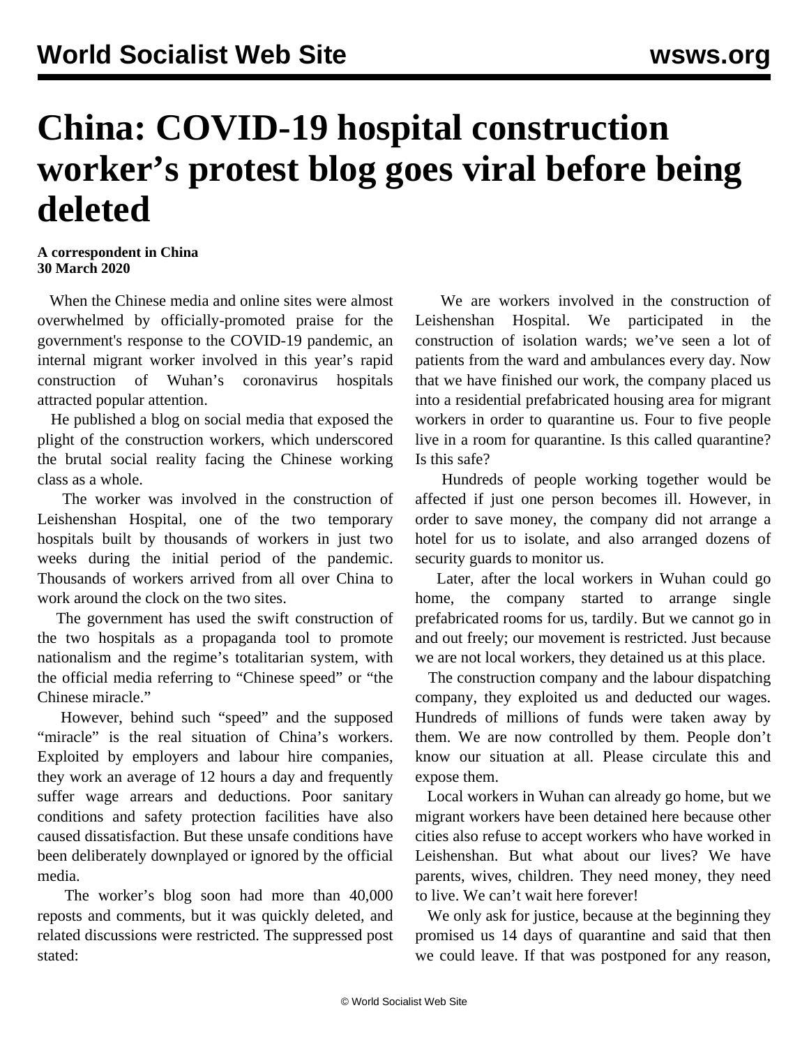# China: COVID-19 hospital construction worker's protest blog goes viral before being deleted

**A correspondent in China**
**30 March 2020**

When the Chinese media and online sites were almost overwhelmed by officially-promoted praise for the government's response to the COVID-19 pandemic, an internal migrant worker involved in this year's rapid construction of Wuhan's coronavirus hospitals attracted popular attention.

He published a blog on social media that exposed the plight of the construction workers, which underscored the brutal social reality facing the Chinese working class as a whole.

The worker was involved in the construction of Leishenshan Hospital, one of the two temporary hospitals built by thousands of workers in just two weeks during the initial period of the pandemic. Thousands of workers arrived from all over China to work around the clock on the two sites.

The government has used the swift construction of the two hospitals as a propaganda tool to promote nationalism and the regime's totalitarian system, with the official media referring to "Chinese speed" or "the Chinese miracle."

However, behind such "speed" and the supposed "miracle" is the real situation of China's workers. Exploited by employers and labour hire companies, they work an average of 12 hours a day and frequently suffer wage arrears and deductions. Poor sanitary conditions and safety protection facilities have also caused dissatisfaction. But these unsafe conditions have been deliberately downplayed or ignored by the official media.

The worker's blog soon had more than 40,000 reposts and comments, but it was quickly deleted, and related discussions were restricted. The suppressed post stated:

We are workers involved in the construction of Leishenshan Hospital. We participated in the construction of isolation wards; we've seen a lot of patients from the ward and ambulances every day. Now that we have finished our work, the company placed us into a residential prefabricated housing area for migrant workers in order to quarantine us. Four to five people live in a room for quarantine. Is this called quarantine? Is this safe?

Hundreds of people working together would be affected if just one person becomes ill. However, in order to save money, the company did not arrange a hotel for us to isolate, and also arranged dozens of security guards to monitor us.

Later, after the local workers in Wuhan could go home, the company started to arrange single prefabricated rooms for us, tardily. But we cannot go in and out freely; our movement is restricted. Just because we are not local workers, they detained us at this place.

The construction company and the labour dispatching company, they exploited us and deducted our wages. Hundreds of millions of funds were taken away by them. We are now controlled by them. People don't know our situation at all. Please circulate this and expose them.

Local workers in Wuhan can already go home, but we migrant workers have been detained here because other cities also refuse to accept workers who have worked in Leishenshan. But what about our lives? We have parents, wives, children. They need money, they need to live. We can't wait here forever!

We only ask for justice, because at the beginning they promised us 14 days of quarantine and said that then we could leave. If that was postponed for any reason,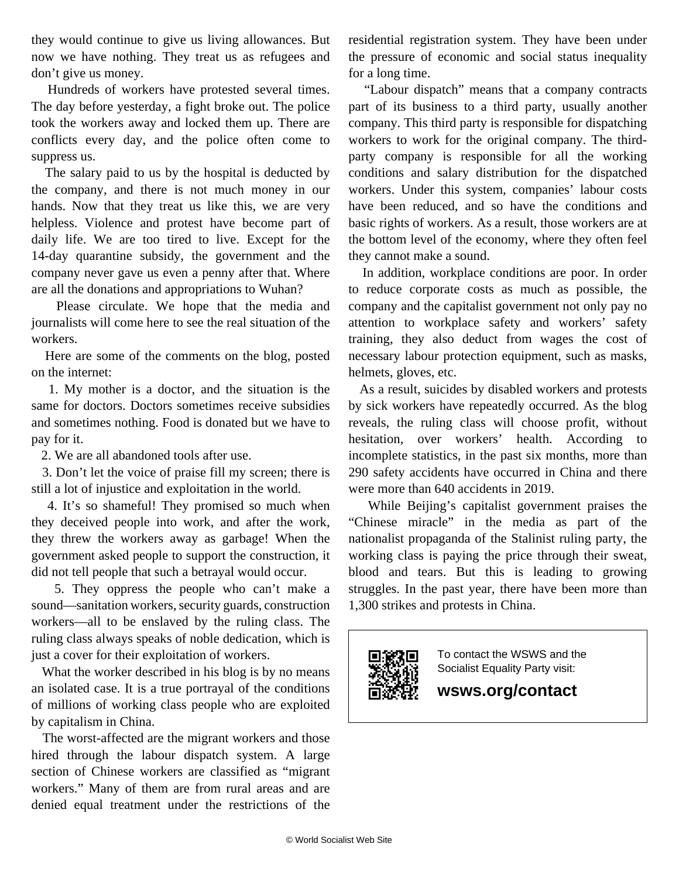they would continue to give us living allowances. But now we have nothing. They treat us as refugees and don't give us money.

Hundreds of workers have protested several times. The day before yesterday, a fight broke out. The police took the workers away and locked them up. There are conflicts every day, and the police often come to suppress us.

The salary paid to us by the hospital is deducted by the company, and there is not much money in our hands. Now that they treat us like this, we are very helpless. Violence and protest have become part of daily life. We are too tired to live. Except for the 14-day quarantine subsidy, the government and the company never gave us even a penny after that. Where are all the donations and appropriations to Wuhan?

Please circulate. We hope that the media and journalists will come here to see the real situation of the workers.

Here are some of the comments on the blog, posted on the internet:

1. My mother is a doctor, and the situation is the same for doctors. Doctors sometimes receive subsidies and sometimes nothing. Food is donated but we have to pay for it.

2. We are all abandoned tools after use.

3. Don't let the voice of praise fill my screen; there is still a lot of injustice and exploitation in the world.

4. It's so shameful! They promised so much when they deceived people into work, and after the work, they threw the workers away as garbage! When the government asked people to support the construction, it did not tell people that such a betrayal would occur.

5. They oppress the people who can't make a sound—sanitation workers, security guards, construction workers—all to be enslaved by the ruling class. The ruling class always speaks of noble dedication, which is just a cover for their exploitation of workers.

What the worker described in his blog is by no means an isolated case. It is a true portrayal of the conditions of millions of working class people who are exploited by capitalism in China.

The worst-affected are the migrant workers and those hired through the labour dispatch system. A large section of Chinese workers are classified as "migrant workers." Many of them are from rural areas and are denied equal treatment under the restrictions of the residential registration system. They have been under the pressure of economic and social status inequality for a long time.

"Labour dispatch" means that a company contracts part of its business to a third party, usually another company. This third party is responsible for dispatching workers to work for the original company. The third-party company is responsible for all the working conditions and salary distribution for the dispatched workers. Under this system, companies' labour costs have been reduced, and so have the conditions and basic rights of workers. As a result, those workers are at the bottom level of the economy, where they often feel they cannot make a sound.

In addition, workplace conditions are poor. In order to reduce corporate costs as much as possible, the company and the capitalist government not only pay no attention to workplace safety and workers' safety training, they also deduct from wages the cost of necessary labour protection equipment, such as masks, helmets, gloves, etc.

As a result, suicides by disabled workers and protests by sick workers have repeatedly occurred. As the blog reveals, the ruling class will choose profit, without hesitation, over workers' health. According to incomplete statistics, in the past six months, more than 290 safety accidents have occurred in China and there were more than 640 accidents in 2019.

While Beijing's capitalist government praises the "Chinese miracle" in the media as part of the nationalist propaganda of the Stalinist ruling party, the working class is paying the price through their sweat, blood and tears. But this is leading to growing struggles. In the past year, there have been more than 1,300 strikes and protests in China.

To contact the WSWS and the Socialist Equality Party visit:

**wsws.org/contact**